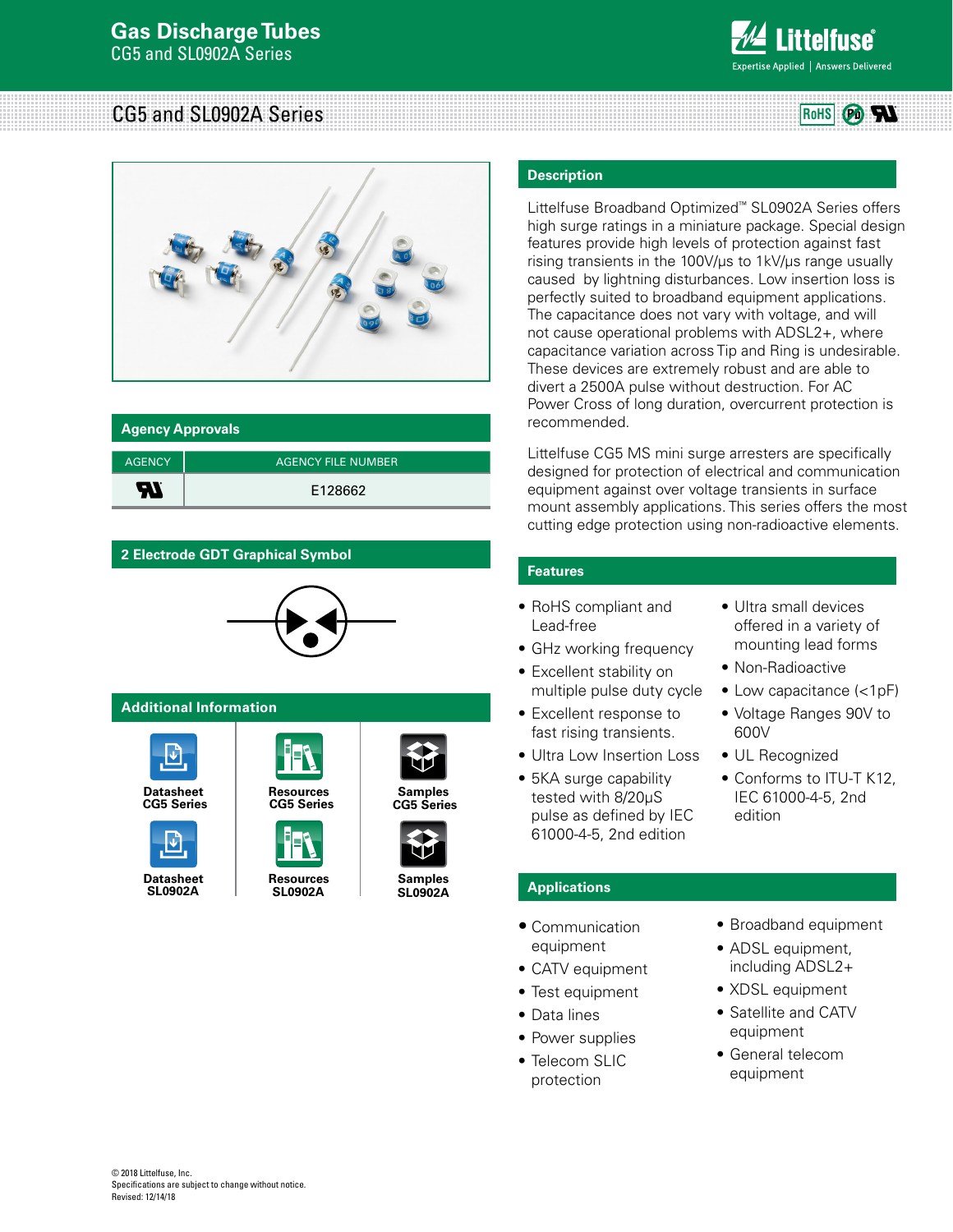# Gas Discharge Tubes

CG5 and SL0902A Series

## CG5 and SL0902A Series

## Agency Approvals

| AGENCY | AGENCY FILE NUMBER |
| --- | --- |
| UL | E128662 |

## 2 Electrode GDT Graphical Symbol

## Additional Information

- Datasheet CG5 Series
- Resources CG5 Series
- Samples CG5 Series
- Datasheet SL0902A
- Resources SL0902A
- Samples SL0902A

## Description

Littelfuse Broadband Optimized™ SL0902A Series offers high surge ratings in a miniature package. Special design features provide high levels of protection against fast rising transients in the 100V/μs to 1kV/μs range usually caused by lightning disturbances. Low insertion loss is perfectly suited to broadband equipment applications. The capacitance does not vary with voltage, and will not cause operational problems with ADSL2+, where capacitance variation across Tip and Ring is undesirable. These devices are extremely robust and are able to divert a 2500A pulse without destruction. For AC Power Cross of long duration, overcurrent protection is recommended.

Littelfuse CG5 MS mini surge arresters are specifically designed for protection of electrical and communication equipment against over voltage transients in surface mount assembly applications. This series offers the most cutting edge protection using non-radioactive elements.

## Features

- RoHS compliant and Lead-free
- GHz working frequency
- Excellent stability on multiple pulse duty cycle
- Excellent response to fast rising transients.
- Ultra Low Insertion Loss
- 5KA surge capability tested with 8/20μS pulse as defined by IEC 61000-4-5, 2nd edition
- Ultra small devices offered in a variety of mounting lead forms
- Non-Radioactive
- Low capacitance (<1pF)
- Voltage Ranges 90V to 600V
- UL Recognized
- Conforms to ITU-T K12, IEC 61000-4-5, 2nd edition

## Applications

- Communication equipment
- CATV equipment
- Test equipment
- Data lines
- Power supplies
- Telecom SLIC protection
- Broadband equipment
- ADSL equipment, including ADSL2+
- XDSL equipment
- Satellite and CATV equipment
- General telecom equipment

© 2018 Littelfuse, Inc.
Specifications are subject to change without notice.
Revised: 12/14/18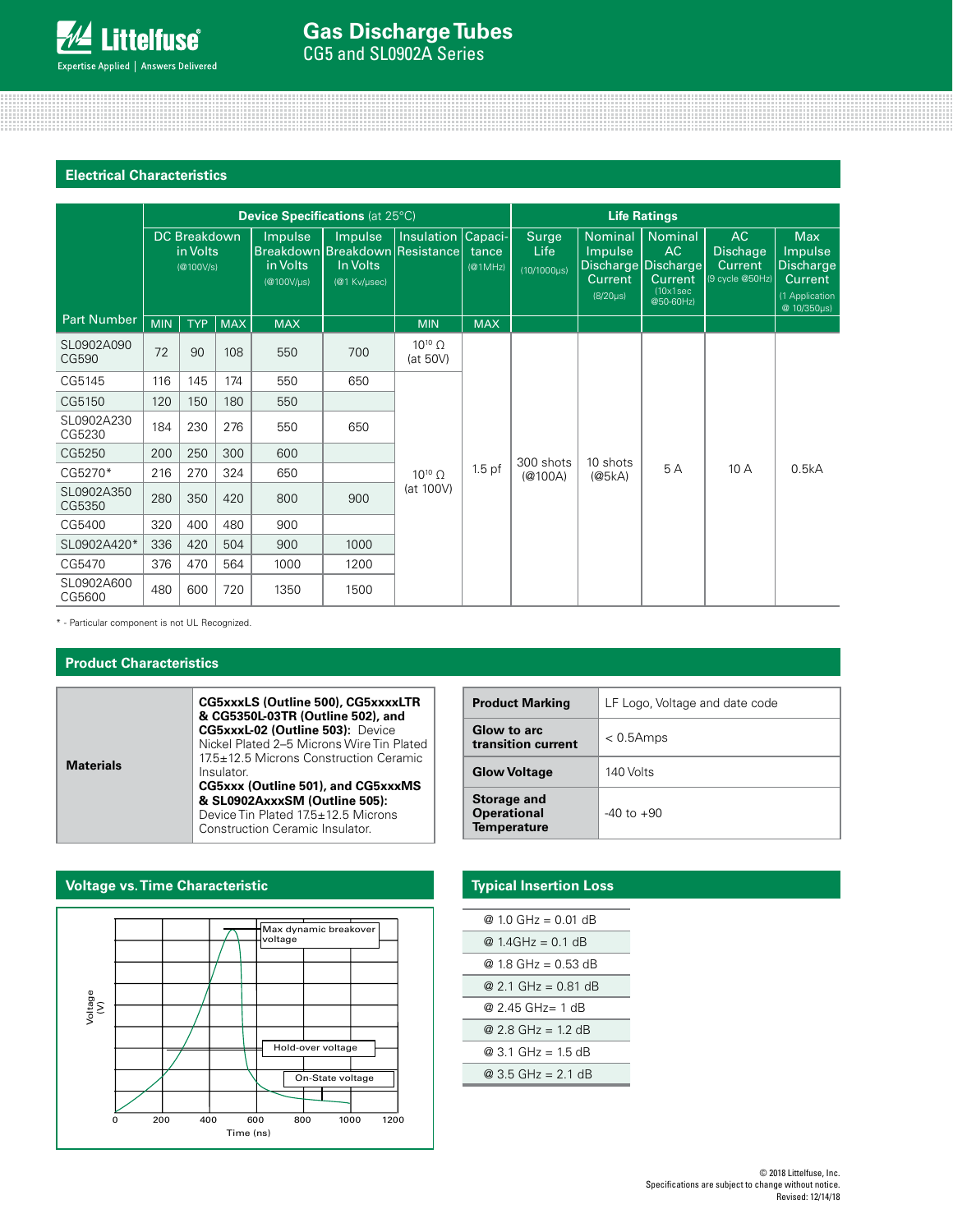## Electrical Characteristics

| Part Number | Device Specifications (at 25°C) | | | | | | | | Life Ratings | | | | |
|---|---|---|---|---|---|---|---|---|---|---|---|---|---|
| | DC Breakdown in Volts (@100V/s) | | | Impulse Breakdown in Volts (@100V/µs) | Impulse Breakdown In Volts (@1 Kv/µsec) | Insulation Resistance | Capacitance (@1MHz) | Surge Life (10/1000µs) | Nominal Impulse Discharge Current (8/20µs) | Nominal AC Discharge Current (10x1sec @50-60Hz) | AC Dischage Current (9 cycle @50Hz) | Max Impulse Discharge Current (1 Application @ 10/350µs) |
| | MIN | TYP | MAX | MAX | | MIN | MAX | | | | | |
| SL0902A090 CG590 | 72 | 90 | 108 | 550 | 700 | $10^{10}$ Ω (at 50V) | 1.5 pf | 300 shots (@100A) | 10 shots (@5kA) | 5 A | 10 A | 0.5kA |
| CG5145 | 116 | 145 | 174 | 550 | 650 | $10^{10}$ Ω (at 100V) | | | | | | |
| CG5150 | 120 | 150 | 180 | 550 | | | | | | | | |
| SL0902A230 CG5230 | 184 | 230 | 276 | 550 | 650 | | | | | | | |
| CG5250 | 200 | 250 | 300 | 600 | | | | | | | | |
| CG5270* | 216 | 270 | 324 | 650 | | | | | | | | |
| SL0902A350 CG5350 | 280 | 350 | 420 | 800 | 900 | | | | | | | |
| CG5400 | 320 | 400 | 480 | 900 | | | | | | | | |
| SL0902A420* | 336 | 420 | 504 | 900 | 1000 | | | | | | | |
| CG5470 | 376 | 470 | 564 | 1000 | 1200 | | | | | | | |
| SL0902A600 CG5600 | 480 | 600 | 720 | 1350 | 1500 | | | | | | | |

\* - Particular component is not UL Recognized.

## Product Characteristics

| | |
|---|---|
| **Materials** | **CG5xxxLS (Outline 500), CG5xxxxLTR & CG5350L-03TR (Outline 502), and CG5xxxL-02 (Outline 503):** Device Nickel Plated 2–5 Microns Wire Tin Plated 17.5±12.5 Microns Construction Ceramic Insulator. **CG5xxx (Outline 501), and CG5xxxMS & SL0902AxxxSM (Outline 505):** Device Tin Plated 17.5±12.5 Microns Construction Ceramic Insulator. |

| | |
|---|---|
| **Product Marking** | LF Logo, Voltage and date code |
| **Glow to arc transition current** | < 0.5Amps |
| **Glow Voltage** | 140 Volts |
| **Storage and Operational Temperature** | -40 to +90 |

## Voltage vs. Time Characteristic

(Chart: Voltage (V) vs. Time (ns), 0–1200 ns; labels: Max dynamic breakover voltage, Hold-over voltage, On-State voltage)

## Typical Insertion Loss

| |
|---|
| @ 1.0 GHz = 0.01 dB |
| @ 1.4GHz = 0.1 dB |
| @ 1.8 GHz = 0.53 dB |
| @ 2.1 GHz = 0.81 dB |
| @ 2.45 GHz= 1 dB |
| @ 2.8 GHz = 1.2 dB |
| @ 3.1 GHz = 1.5 dB |
| @ 3.5 GHz = 2.1 dB |

© 2018 Littelfuse, Inc.
Specifications are subject to change without notice.
Revised: 12/14/18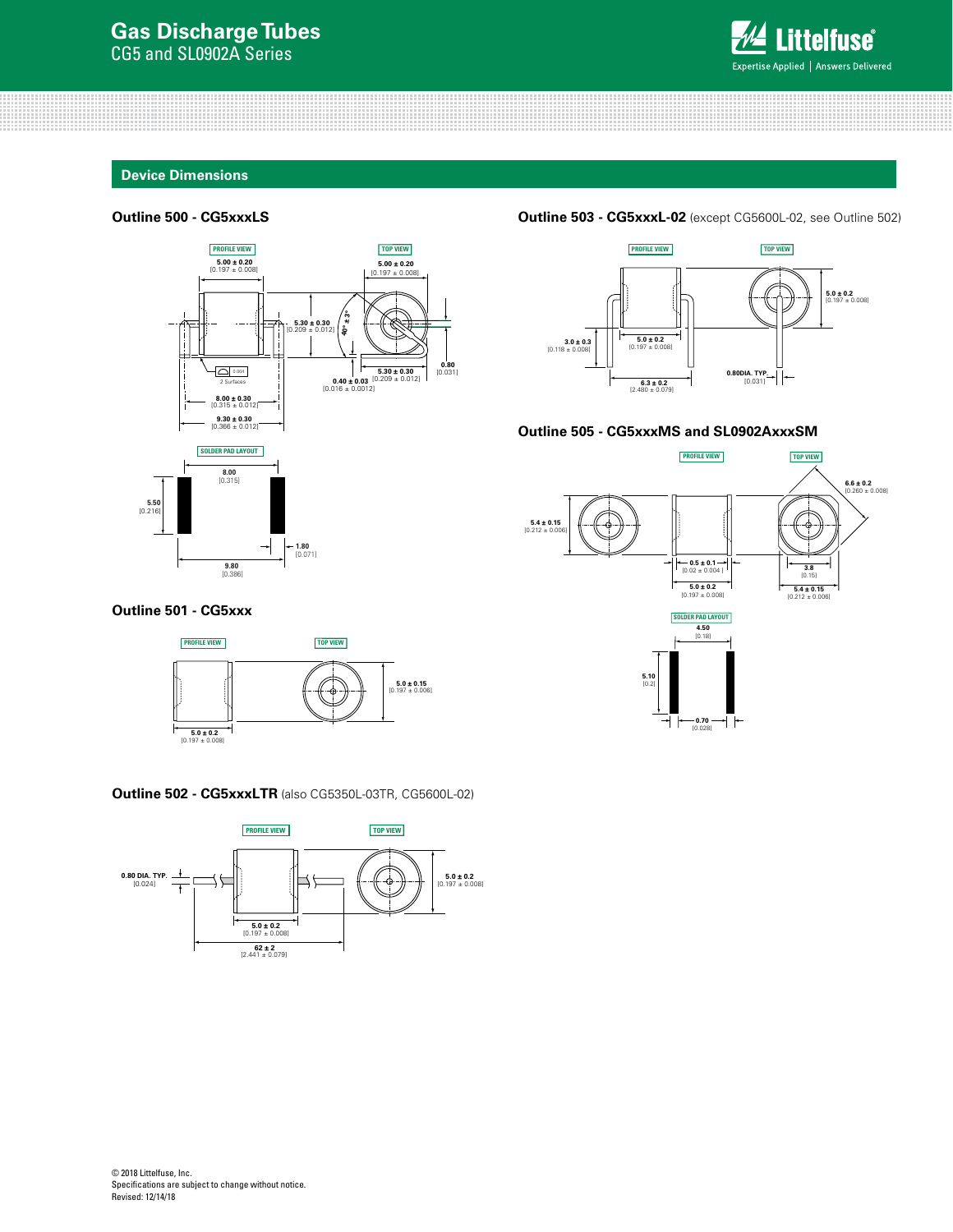## Device Dimensions

### Outline 500 - CG5xxxLS

PROFILE VIEW

5.00 ± 0.20
[0.197 ± 0.008]

TOP VIEW

5.00 ± 0.20
[0.197 ± 0.008]

5.30 ± 0.30
[0.209 ± 0.012]

40° ± 3°

0.004

2 Surfaces

5.30 ± 0.30
[0.209 ± 0.012]

0.40 ± 0.03
[0.016 ± 0.0012]

0.80
[0.031]

8.00 ± 0.30
[0.315 ± 0.012]

9.30 ± 0.30
[0.366 ± 0.012]

SOLDER PAD LAYOUT

8.00
[0.315]

5.50
[0.216]

1.80
[0.071]

9.80
[0.386]

### Outline 501 - CG5xxx

PROFILE VIEW

TOP VIEW

5.0 ± 0.15
[0.197 ± 0.006]

5.0 ± 0.2
[0.197 ± 0.008]

### Outline 502 - CG5xxxLTR (also CG5350L-03TR, CG5600L-02)

PROFILE VIEW

TOP VIEW

0.80 DIA. TYP.
[0.024]

5.0 ± 0.2
[0.197 ± 0.008]

5.0 ± 0.2
[0.197 ± 0.008]

62 ± 2
[2.441 ± 0.079]

### Outline 503 - CG5xxxL-02 (except CG5600L-02, see Outline 502)

PROFILE VIEW

TOP VIEW

5.0 ± 0.2
[0.197 ± 0.008]

3.0 ± 0.3
[0.118 ± 0.008]

5.0 ± 0.2
[0.197 ± 0.008]

0.80DIA. TYP.
[0.031]

6.3 ± 0.2
[2.480 ± 0.079]

### Outline 505 - CG5xxxMS and SL0902AxxxSM

PROFILE VIEW

TOP VIEW

6.6 ± 0.2
[0.260 ± 0.008]

5.4 ± 0.15
[0.212 ± 0.006]

0.5 ± 0.1
[0.02 ± 0.004 ]

3.8
[0.15]

5.0 ± 0.2
[0.197 ± 0.008]

5.4 ± 0.15
[0.212 ± 0.006]

SOLDER PAD LAYOUT

4.50
[0.18]

5.10
[0.2]

0.70
[0.028]

© 2018 Littelfuse, Inc.
Specifications are subject to change without notice.
Revised: 12/14/18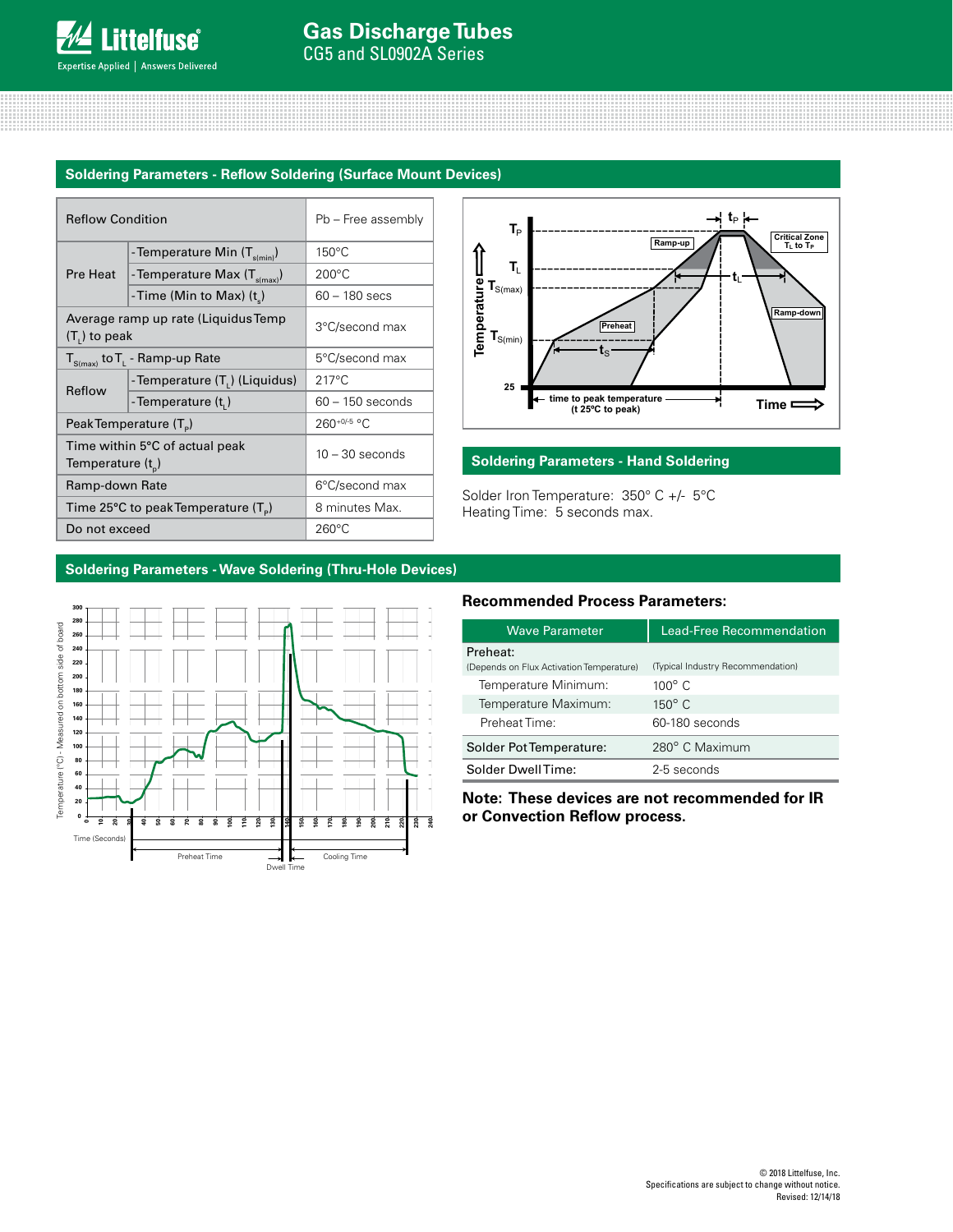## Soldering Parameters - Reflow Soldering (Surface Mount Devices)

| Reflow Condition | | Pb – Free assembly |
|---|---|---|
| Pre Heat | - Temperature Min ($T_{s(min)}$) | 150°C |
| | - Temperature Max ($T_{s(max)}$) | 200°C |
| | - Time (Min to Max) ($t_s$) | 60 – 180 secs |
| Average ramp up rate (Liquidus Temp ($T_L$) to peak | | 3°C/second max |
| $T_{S(max)}$ to $T_L$ - Ramp-up Rate | | 5°C/second max |
| Reflow | - Temperature ($T_L$) (Liquidus) | 217°C |
| | - Temperature ($t_L$) | 60 – 150 seconds |
| Peak Temperature ($T_P$) | | $260^{+0/-5}$ °C |
| Time within 5°C of actual peak Temperature ($t_p$) | | 10 – 30 seconds |
| Ramp-down Rate | | 6°C/second max |
| Time 25°C to peak Temperature ($T_P$) | | 8 minutes Max. |
| Do not exceed | | 260°C |

## Soldering Parameters - Hand Soldering

Solder Iron Temperature: 350° C +/- 5°C
Heating Time: 5 seconds max.

## Soldering Parameters - Wave Soldering (Thru-Hole Devices)

### Recommended Process Parameters:

| Wave Parameter | Lead-Free Recommendation |
|---|---|
| Preheat: (Depends on Flux Activation Temperature) | (Typical Industry Recommendation) |
| Temperature Minimum: | 100° C |
| Temperature Maximum: | 150° C |
| Preheat Time: | 60-180 seconds |
| Solder Pot Temperature: | 280° C Maximum |
| Solder Dwell Time: | 2-5 seconds |

**Note: These devices are not recommended for IR or Convection Reflow process.**

© 2018 Littelfuse, Inc.
Specifications are subject to change without notice.
Revised: 12/14/18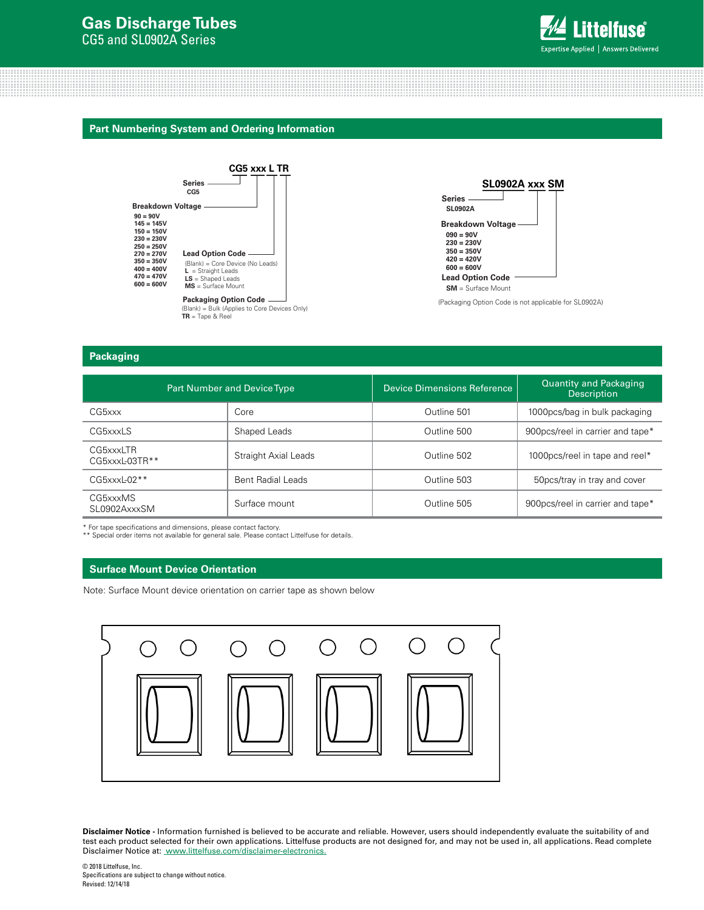## Part Numbering System and Ordering Information

**CG5 xxx L TR**

- **Series**
  - CG5
- **Breakdown Voltage**
  - 90 = 90V
  - 145 = 145V
  - 150 = 150V
  - 230 = 230V
  - 250 = 250V
  - 270 = 270V
  - 350 = 350V
  - 400 = 400V
  - 470 = 470V
  - 600 = 600V
- **Lead Option Code**
  - (Blank) = Core Device (No Leads)
  - **L** = Straight Leads
  - **LS** = Shaped Leads
  - **MS** = Surface Mount
- **Packaging Option Code**
  - (Blank) = Bulk (Applies to Core Devices Only)
  - **TR** = Tape & Reel

**SL0902A xxx SM**

- **Series**
  - SL0902A
- **Breakdown Voltage**
  - 090 = 90V
  - 230 = 230V
  - 350 = 350V
  - 420 = 420V
  - 600 = 600V
- **Lead Option Code**
  - **SM** = Surface Mount

(Packaging Option Code is not applicable for SL0902A)

## Packaging

| Part Number and Device Type | | Device Dimensions Reference | Quantity and Packaging Description |
|---|---|---|---|
| CG5xxx | Core | Outline 501 | 1000pcs/bag in bulk packaging |
| CG5xxxLS | Shaped Leads | Outline 500 | 900pcs/reel in carrier and tape* |
| CG5xxxLTR<br>CG5xxxL-03TR** | Straight Axial Leads | Outline 502 | 1000pcs/reel in tape and reel* |
| CG5xxxL-02** | Bent Radial Leads | Outline 503 | 50pcs/tray in tray and cover |
| CG5xxxMS<br>SL0902AxxxSM | Surface mount | Outline 505 | 900pcs/reel in carrier and tape* |

\* For tape specifications and dimensions, please contact factory.
\*\* Special order items not available for general sale. Please contact Littelfuse for details.

## Surface Mount Device Orientation

Note: Surface Mount device orientation on carrier tape as shown below

**Disclaimer Notice -** Information furnished is believed to be accurate and reliable. However, users should independently evaluate the suitability of and test each product selected for their own applications. Littelfuse products are not designed for, and may not be used in, all applications. Read complete Disclaimer Notice at: www.littelfuse.com/disclaimer-electronics.

© 2018 Littelfuse, Inc.
Specifications are subject to change without notice.
Revised: 12/14/18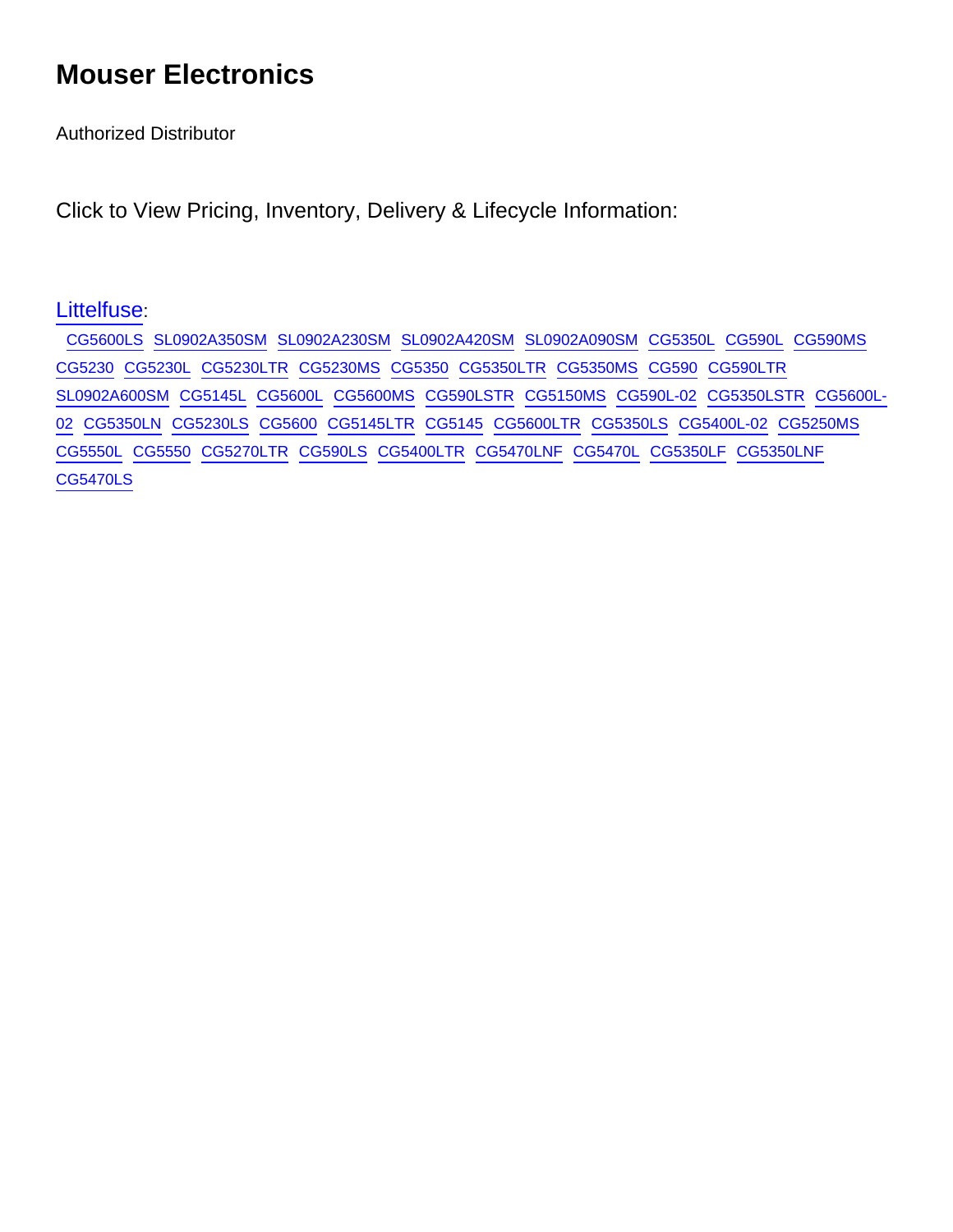# Mouser Electronics

Authorized Distributor

Click to View Pricing, Inventory, Delivery & Lifecycle Information:

Littelfuse:

CG5600LS SL0902A350SM SL0902A230SM SL0902A420SM SL0902A090SM CG5350L CG590L CG590MS CG5230 CG5230L CG5230LTR CG5230MS CG5350 CG5350LTR CG5350MS CG590 CG590LTR SL0902A600SM CG5145L CG5600L CG5600MS CG590LSTR CG5150MS CG590L-02 CG5350LSTR CG5600L-02 CG5350LN CG5230LS CG5600 CG5145LTR CG5145 CG5600LTR CG5350LS CG5400L-02 CG5250MS CG5550L CG5550 CG5270LTR CG590LS CG5400LTR CG5470LNF CG5470L CG5350LF CG5350LNF CG5470LS